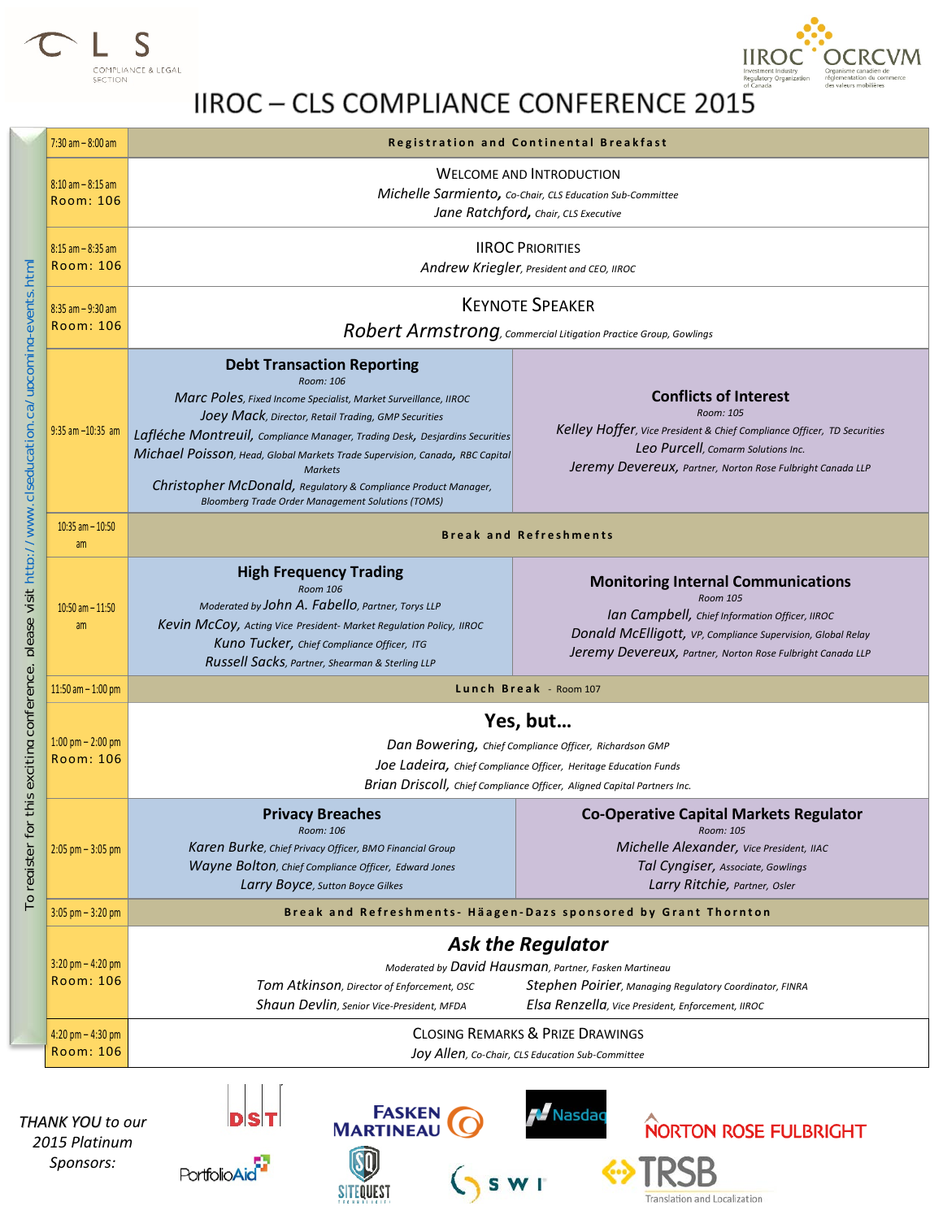CLS COMPLIANCE & LEGAL SECTION

IIROC OCRCVM — Investment Industry Regulatory Organization of Canada / Organisme canadien de réglementation du commerce des valeurs mobilières

# IIROC – CLS COMPLIANCE CONFERENCE 2015

| Time | Session | |
|---|---|---|
| 7:30 am – 8:00 am | **Registration and Continental Breakfast** | |
| 8:10 am – 8:15 am<br>Room: 106 | WELCOME AND INTRODUCTION<br>*Michelle Sarmiento, Co-Chair, CLS Education Sub-Committee*<br>*Jane Ratchford, Chair, CLS Executive* | |
| 8:15 am – 8:35 am<br>Room: 106 | IIROC PRIORITIES<br>*Andrew Kriegler, President and CEO, IIROC* | |
| 8:35 am – 9:30 am<br>Room: 106 | KEYNOTE SPEAKER<br>*Robert Armstrong, Commercial Litigation Practice Group, Gowlings* | |
| 9:35 am –10:35 am | **Debt Transaction Reporting**<br>Room: 106<br>*Marc Poles, Fixed Income Specialist, Market Surveillance, IIROC*<br>*Joey Mack, Director, Retail Trading, GMP Securities*<br>*Lafléche Montreuil, Compliance Manager, Trading Desk, Desjardins Securities*<br>*Michael Poisson, Head, Global Markets Trade Supervision, Canada, RBC Capital Markets*<br>*Christopher McDonald, Regulatory & Compliance Product Manager, Bloomberg Trade Order Management Solutions (TOMS)* | **Conflicts of Interest**<br>Room: 105<br>*Kelley Hoffer, Vice President & Chief Compliance Officer, TD Securities*<br>*Leo Purcell, Comarm Solutions Inc.*<br>*Jeremy Devereux, Partner, Norton Rose Fulbright Canada LLP* |
| 10:35 am – 10:50 am | **Break and Refreshments** | |
| 10:50 am – 11:50 am | **High Frequency Trading**<br>Room 106<br>*Moderated by John A. Fabello, Partner, Torys LLP*<br>*Kevin McCoy, Acting Vice President- Market Regulation Policy, IIROC*<br>*Kuno Tucker, Chief Compliance Officer, ITG*<br>*Russell Sacks, Partner, Shearman & Sterling LLP* | **Monitoring Internal Communications**<br>Room 105<br>*Ian Campbell, Chief Information Officer, IIROC*<br>*Donald McElligott, VP, Compliance Supervision, Global Relay*<br>*Jeremy Devereux, Partner, Norton Rose Fulbright Canada LLP* |
| 11:50 am – 1:00 pm | **Lunch Break** - Room 107 | |
| 1:00 pm – 2:00 pm<br>Room: 106 | **Yes, but…**<br>*Dan Bowering, Chief Compliance Officer, Richardson GMP*<br>*Joe Ladeira, Chief Compliance Officer, Heritage Education Funds*<br>*Brian Driscoll, Chief Compliance Officer, Aligned Capital Partners Inc.* | |
| 2:05 pm – 3:05 pm | **Privacy Breaches**<br>Room: 106<br>*Karen Burke, Chief Privacy Officer, BMO Financial Group*<br>*Wayne Bolton, Chief Compliance Officer, Edward Jones*<br>*Larry Boyce, Sutton Boyce Gilkes* | **Co-Operative Capital Markets Regulator**<br>Room: 105<br>*Michelle Alexander, Vice President, IIAC*<br>*Tal Cyngiser, Associate, Gowlings*<br>*Larry Ritchie, Partner, Osler* |
| 3:05 pm – 3:20 pm | **Break and Refreshments- Häagen-Dazs sponsored by Grant Thornton** | |
| 3:20 pm – 4:20 pm<br>Room: 106 | ***Ask the Regulator***<br>*Moderated by David Hausman, Partner, Fasken Martineau*<br>*Tom Atkinson, Director of Enforcement, OSC*<br>*Shaun Devlin, Senior Vice-President, MFDA*<br>*Stephen Poirier, Managing Regulatory Coordinator, FINRA*<br>*Elsa Renzella, Vice President, Enforcement, IIROC* | |
| 4:20 pm – 4:30 pm<br>Room: 106 | CLOSING REMARKS & PRIZE DRAWINGS<br>*Joy Allen, Co-Chair, CLS Education Sub-Committee* | |

To register for this exciting conference, please visit http://www.clseducation.ca/upcoming-events.html

*THANK YOU to our 2015 Platinum Sponsors:*

DST, Fasken Martineau, Nasdaq, Norton Rose Fulbright, PortfolioAid, SiteQuest Technologies, SWI, TRSB Translation and Localization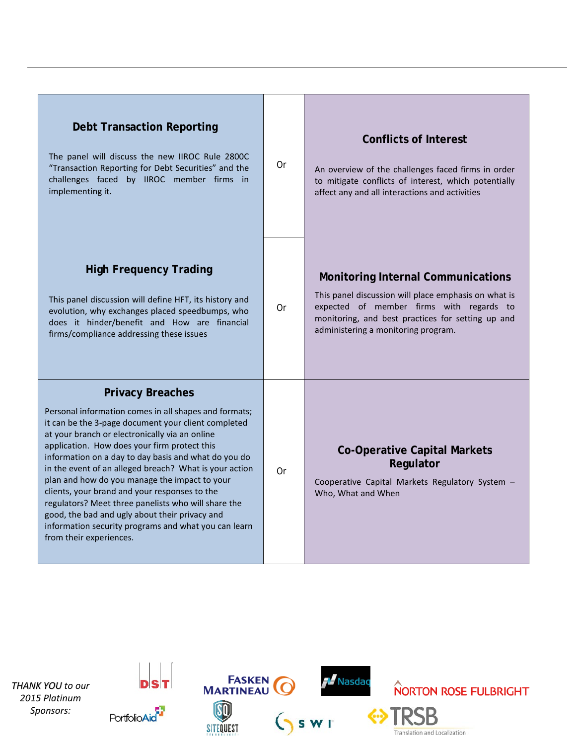| | | |
|---|---|---|
| **Debt Transaction Reporting**<br><br>The panel will discuss the new IIROC Rule 2800C "Transaction Reporting for Debt Securities" and the challenges faced by IIROC member firms in implementing it. | Or | **Conflicts of Interest**<br><br>An overview of the challenges faced firms in order to mitigate conflicts of interest, which potentially affect any and all interactions and activities |
| **High Frequency Trading**<br><br>This panel discussion will define HFT, its history and evolution, why exchanges placed speedbumps, who does it hinder/benefit and How are financial firms/compliance addressing these issues | Or | **Monitoring Internal Communications**<br><br>This panel discussion will place emphasis on what is expected of member firms with regards to monitoring, and best practices for setting up and administering a monitoring program. |
| **Privacy Breaches**<br><br>Personal information comes in all shapes and formats; it can be the 3-page document your client completed at your branch or electronically via an online application. How does your firm protect this information on a day to day basis and what do you do in the event of an alleged breach? What is your action plan and how do you manage the impact to your clients, your brand and your responses to the regulators? Meet three panelists who will share the good, the bad and ugly about their privacy and information security programs and what you can learn from their experiences. | Or | **Co-Operative Capital Markets Regulator**<br><br>Cooperative Capital Markets Regulatory System – Who, What and When |

*THANK YOU to our 2015 Platinum Sponsors:*

DST, PortfolioAid, Fasken Martineau, SiteQuest, Nasdaq, SWI, Norton Rose Fulbright, TRSB Translation and Localization